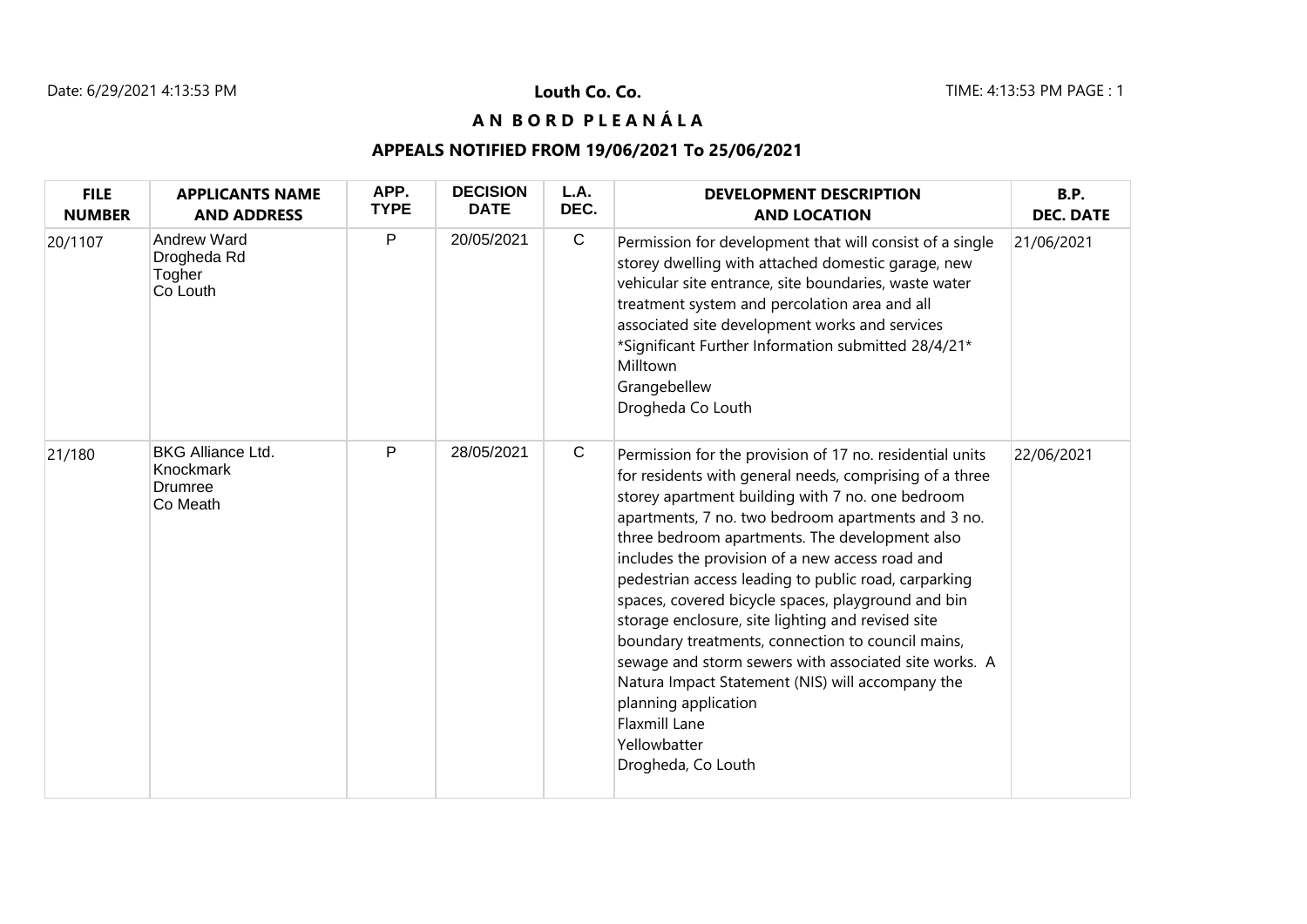Date: 6/29/2021 4:13:53 PM

**Louth Co. Co.**

TIME: 4:13:53 PM PAGE : 1

## A N B O R D P L E A N Á L A

## APPEALS NOTIFIED FROM 19/06/2021 To 25/06/2021

| FILE NUMBER | APPLICANTS NAME AND ADDRESS | APP. TYPE | DECISION DATE | L.A. DEC. | DEVELOPMENT DESCRIPTION AND LOCATION | B.P. DEC. DATE |
|---|---|---|---|---|---|---|
| 20/1107 | Andrew Ward<br>Drogheda Rd<br>Togher<br>Co Louth | P | 20/05/2021 | C | Permission for development that will consist of a single storey dwelling with attached domestic garage, new vehicular site entrance, site boundaries, waste water treatment system and percolation area and all associated site development works and services *Significant Further Information submitted 28/4/21*<br>Milltown<br>Grangebellew<br>Drogheda Co Louth | 21/06/2021 |
| 21/180 | BKG Alliance Ltd.<br>Knockmark<br>Drumree<br>Co Meath | P | 28/05/2021 | C | Permission for the provision of 17 no. residential units for residents with general needs, comprising of a three storey apartment building with 7 no. one bedroom apartments, 7 no. two bedroom apartments and 3 no. three bedroom apartments. The development also includes the provision of a new access road and pedestrian access leading to public road, carparking spaces, covered bicycle spaces, playground and bin storage enclosure, site lighting and revised site boundary treatments, connection to council mains, sewage and storm sewers with associated site works. A Natura Impact Statement (NIS) will accompany the planning application<br>Flaxmill Lane<br>Yellowbatter<br>Drogheda, Co Louth | 22/06/2021 |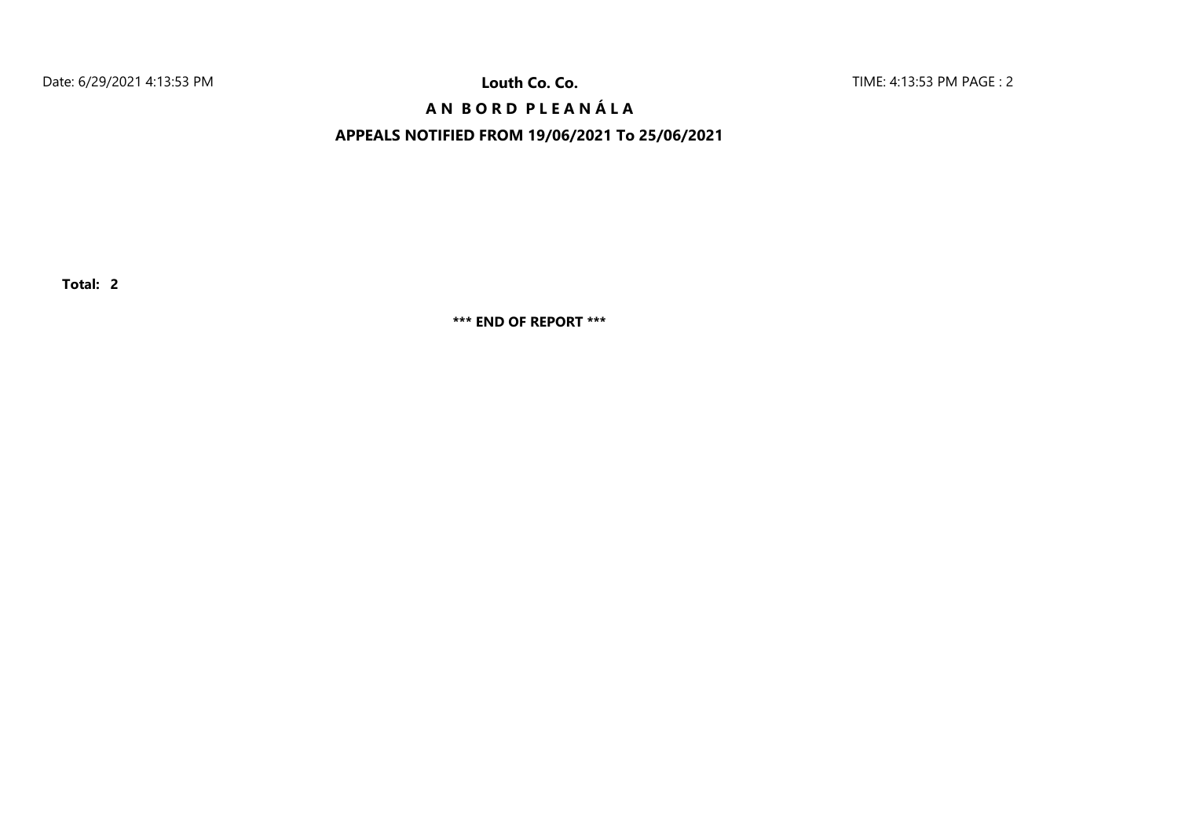**Total: 2**

**\*\*\* END OF REPORT \*\*\***

**Total: 2**

*** END OF REPORT ***